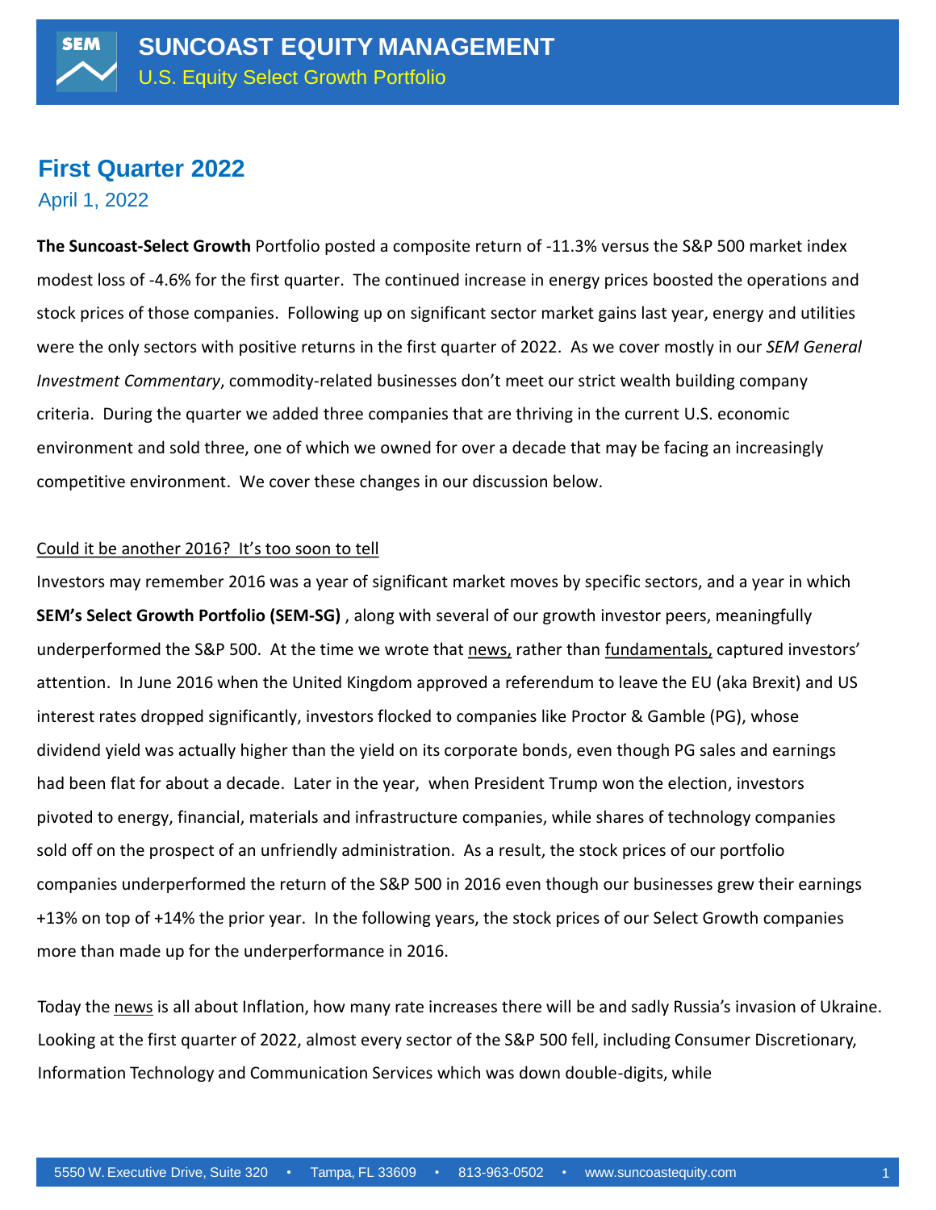# SUNCOAST EQUITY MANAGEMENT

U.S. Equity Select Growth Portfolio

## First Quarter 2022

April 1, 2022

**The Suncoast-Select Growth** Portfolio posted a composite return of -11.3% versus the S&P 500 market index modest loss of -4.6% for the first quarter. The continued increase in energy prices boosted the operations and stock prices of those companies. Following up on significant sector market gains last year, energy and utilities were the only sectors with positive returns in the first quarter of 2022. As we cover mostly in our *SEM General Investment Commentary*, commodity-related businesses don't meet our strict wealth building company criteria. During the quarter we added three companies that are thriving in the current U.S. economic environment and sold three, one of which we owned for over a decade that may be facing an increasingly competitive environment. We cover these changes in our discussion below.

<u>Could it be another 2016? It's too soon to tell</u>

Investors may remember 2016 was a year of significant market moves by specific sectors, and a year in which **SEM's Select Growth Portfolio (SEM-SG)** , along with several of our growth investor peers, meaningfully underperformed the S&P 500. At the time we wrote that <u>news,</u> rather than <u>fundamentals,</u> captured investors' attention. In June 2016 when the United Kingdom approved a referendum to leave the EU (aka Brexit) and US interest rates dropped significantly, investors flocked to companies like Proctor & Gamble (PG), whose dividend yield was actually higher than the yield on its corporate bonds, even though PG sales and earnings had been flat for about a decade. Later in the year, when President Trump won the election, investors pivoted to energy, financial, materials and infrastructure companies, while shares of technology companies sold off on the prospect of an unfriendly administration. As a result, the stock prices of our portfolio companies underperformed the return of the S&P 500 in 2016 even though our businesses grew their earnings +13% on top of +14% the prior year. In the following years, the stock prices of our Select Growth companies more than made up for the underperformance in 2016.

Today the <u>news</u> is all about Inflation, how many rate increases there will be and sadly Russia's invasion of Ukraine. Looking at the first quarter of 2022, almost every sector of the S&P 500 fell, including Consumer Discretionary, Information Technology and Communication Services which was down double-digits, while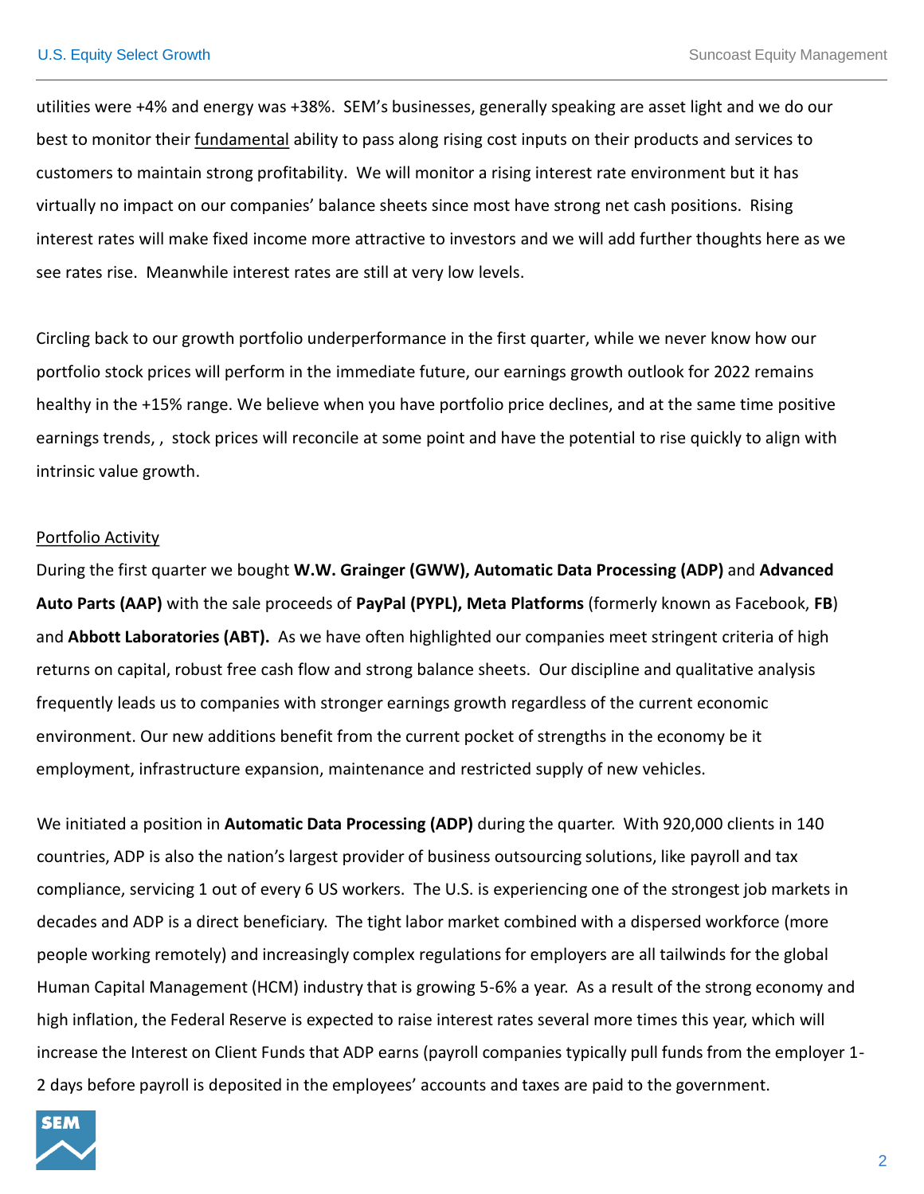utilities were +4% and energy was +38%. SEM's businesses, generally speaking are asset light and we do our best to monitor their fundamental ability to pass along rising cost inputs on their products and services to customers to maintain strong profitability. We will monitor a rising interest rate environment but it has virtually no impact on our companies' balance sheets since most have strong net cash positions. Rising interest rates will make fixed income more attractive to investors and we will add further thoughts here as we see rates rise. Meanwhile interest rates are still at very low levels.

Circling back to our growth portfolio underperformance in the first quarter, while we never know how our portfolio stock prices will perform in the immediate future, our earnings growth outlook for 2022 remains healthy in the +15% range. We believe when you have portfolio price declines, and at the same time positive earnings trends, , stock prices will reconcile at some point and have the potential to rise quickly to align with intrinsic value growth.

## Portfolio Activity

During the first quarter we bought **W.W. Grainger (GWW), Automatic Data Processing (ADP)** and **Advanced Auto Parts (AAP)** with the sale proceeds of **PayPal (PYPL), Meta Platforms** (formerly known as Facebook, **FB**) and **Abbott Laboratories (ABT).** As we have often highlighted our companies meet stringent criteria of high returns on capital, robust free cash flow and strong balance sheets. Our discipline and qualitative analysis frequently leads us to companies with stronger earnings growth regardless of the current economic environment. Our new additions benefit from the current pocket of strengths in the economy be it employment, infrastructure expansion, maintenance and restricted supply of new vehicles.

We initiated a position in **Automatic Data Processing (ADP)** during the quarter. With 920,000 clients in 140 countries, ADP is also the nation's largest provider of business outsourcing solutions, like payroll and tax compliance, servicing 1 out of every 6 US workers. The U.S. is experiencing one of the strongest job markets in decades and ADP is a direct beneficiary. The tight labor market combined with a dispersed workforce (more people working remotely) and increasingly complex regulations for employers are all tailwinds for the global Human Capital Management (HCM) industry that is growing 5-6% a year. As a result of the strong economy and high inflation, the Federal Reserve is expected to raise interest rates several more times this year, which will increase the Interest on Client Funds that ADP earns (payroll companies typically pull funds from the employer 1-2 days before payroll is deposited in the employees' accounts and taxes are paid to the government.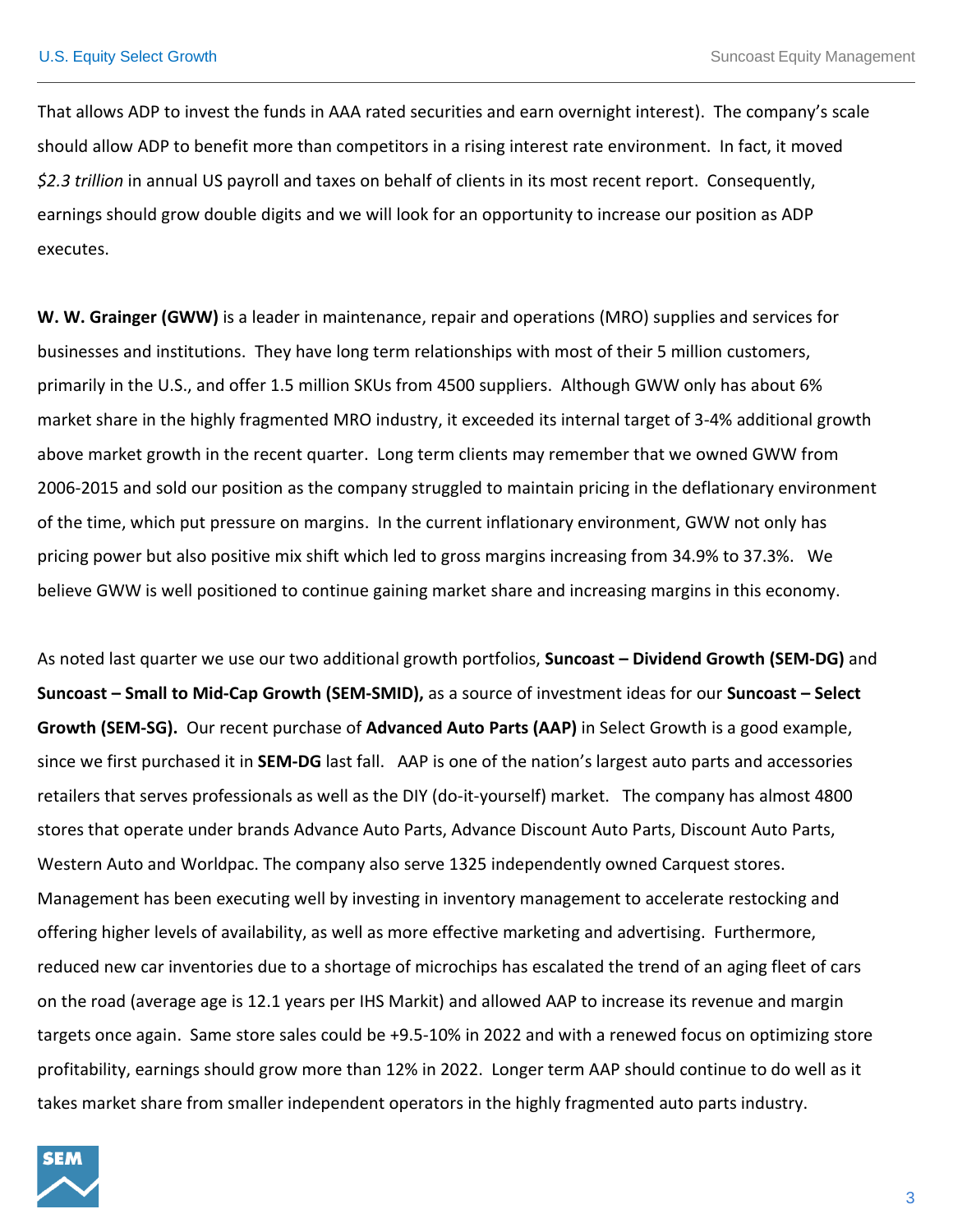That allows ADP to invest the funds in AAA rated securities and earn overnight interest). The company's scale should allow ADP to benefit more than competitors in a rising interest rate environment. In fact, it moved *$2.3 trillion* in annual US payroll and taxes on behalf of clients in its most recent report. Consequently, earnings should grow double digits and we will look for an opportunity to increase our position as ADP executes.

**W. W. Grainger (GWW)** is a leader in maintenance, repair and operations (MRO) supplies and services for businesses and institutions. They have long term relationships with most of their 5 million customers, primarily in the U.S., and offer 1.5 million SKUs from 4500 suppliers. Although GWW only has about 6% market share in the highly fragmented MRO industry, it exceeded its internal target of 3-4% additional growth above market growth in the recent quarter. Long term clients may remember that we owned GWW from 2006-2015 and sold our position as the company struggled to maintain pricing in the deflationary environment of the time, which put pressure on margins. In the current inflationary environment, GWW not only has pricing power but also positive mix shift which led to gross margins increasing from 34.9% to 37.3%. We believe GWW is well positioned to continue gaining market share and increasing margins in this economy.

As noted last quarter we use our two additional growth portfolios, **Suncoast – Dividend Growth (SEM-DG)** and **Suncoast – Small to Mid-Cap Growth (SEM-SMID),** as a source of investment ideas for our **Suncoast – Select Growth (SEM-SG).** Our recent purchase of **Advanced Auto Parts (AAP)** in Select Growth is a good example, since we first purchased it in **SEM-DG** last fall. AAP is one of the nation's largest auto parts and accessories retailers that serves professionals as well as the DIY (do-it-yourself) market. The company has almost 4800 stores that operate under brands Advance Auto Parts, Advance Discount Auto Parts, Discount Auto Parts, Western Auto and Worldpac. The company also serve 1325 independently owned Carquest stores. Management has been executing well by investing in inventory management to accelerate restocking and offering higher levels of availability, as well as more effective marketing and advertising. Furthermore, reduced new car inventories due to a shortage of microchips has escalated the trend of an aging fleet of cars on the road (average age is 12.1 years per IHS Markit) and allowed AAP to increase its revenue and margin targets once again. Same store sales could be +9.5-10% in 2022 and with a renewed focus on optimizing store profitability, earnings should grow more than 12% in 2022. Longer term AAP should continue to do well as it takes market share from smaller independent operators in the highly fragmented auto parts industry.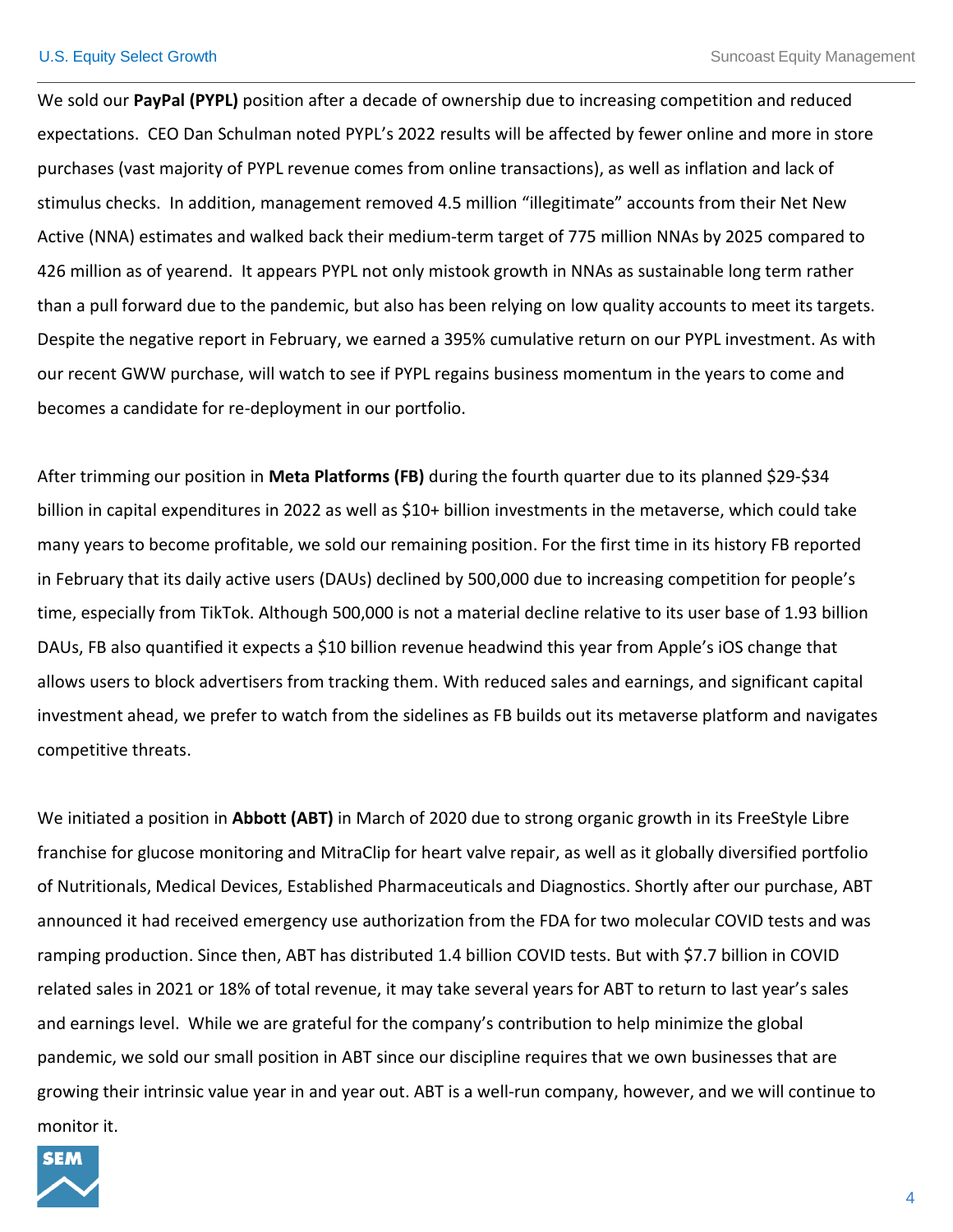We sold our **PayPal (PYPL)** position after a decade of ownership due to increasing competition and reduced expectations. CEO Dan Schulman noted PYPL's 2022 results will be affected by fewer online and more in store purchases (vast majority of PYPL revenue comes from online transactions), as well as inflation and lack of stimulus checks. In addition, management removed 4.5 million "illegitimate" accounts from their Net New Active (NNA) estimates and walked back their medium-term target of 775 million NNAs by 2025 compared to 426 million as of yearend. It appears PYPL not only mistook growth in NNAs as sustainable long term rather than a pull forward due to the pandemic, but also has been relying on low quality accounts to meet its targets. Despite the negative report in February, we earned a 395% cumulative return on our PYPL investment. As with our recent GWW purchase, will watch to see if PYPL regains business momentum in the years to come and becomes a candidate for re-deployment in our portfolio.

After trimming our position in **Meta Platforms (FB)** during the fourth quarter due to its planned $29-$34 billion in capital expenditures in 2022 as well as $10+ billion investments in the metaverse, which could take many years to become profitable, we sold our remaining position. For the first time in its history FB reported in February that its daily active users (DAUs) declined by 500,000 due to increasing competition for people's time, especially from TikTok. Although 500,000 is not a material decline relative to its user base of 1.93 billion DAUs, FB also quantified it expects a $10 billion revenue headwind this year from Apple's iOS change that allows users to block advertisers from tracking them. With reduced sales and earnings, and significant capital investment ahead, we prefer to watch from the sidelines as FB builds out its metaverse platform and navigates competitive threats.

We initiated a position in **Abbott (ABT)** in March of 2020 due to strong organic growth in its FreeStyle Libre franchise for glucose monitoring and MitraClip for heart valve repair, as well as it globally diversified portfolio of Nutritionals, Medical Devices, Established Pharmaceuticals and Diagnostics. Shortly after our purchase, ABT announced it had received emergency use authorization from the FDA for two molecular COVID tests and was ramping production. Since then, ABT has distributed 1.4 billion COVID tests. But with $7.7 billion in COVID related sales in 2021 or 18% of total revenue, it may take several years for ABT to return to last year's sales and earnings level. While we are grateful for the company's contribution to help minimize the global pandemic, we sold our small position in ABT since our discipline requires that we own businesses that are growing their intrinsic value year in and year out. ABT is a well-run company, however, and we will continue to monitor it.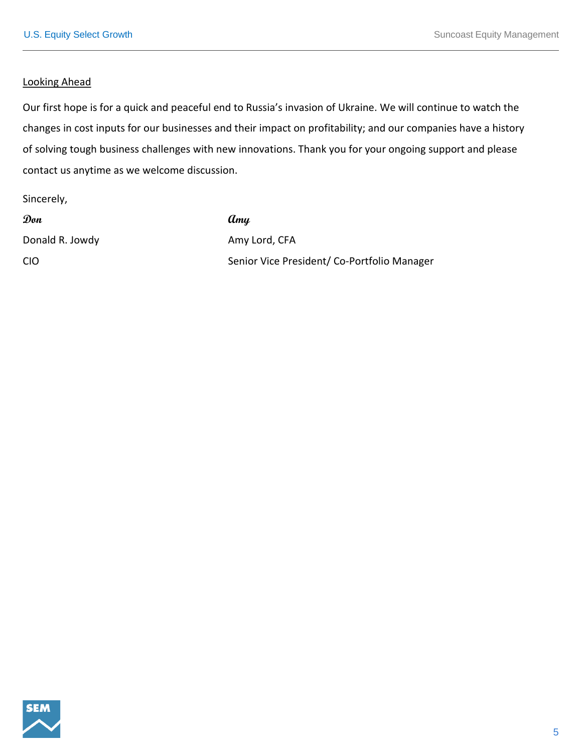## Looking Ahead

Our first hope is for a quick and peaceful end to Russia's invasion of Ukraine. We will continue to watch the changes in cost inputs for our businesses and their impact on profitability; and our companies have a history of solving tough business challenges with new innovations. Thank you for your ongoing support and please contact us anytime as we welcome discussion.

Sincerely,

| *Don* | *Amy* |
|---|---|
| Donald R. Jowdy | Amy Lord, CFA |
| CIO | Senior Vice President/ Co-Portfolio Manager |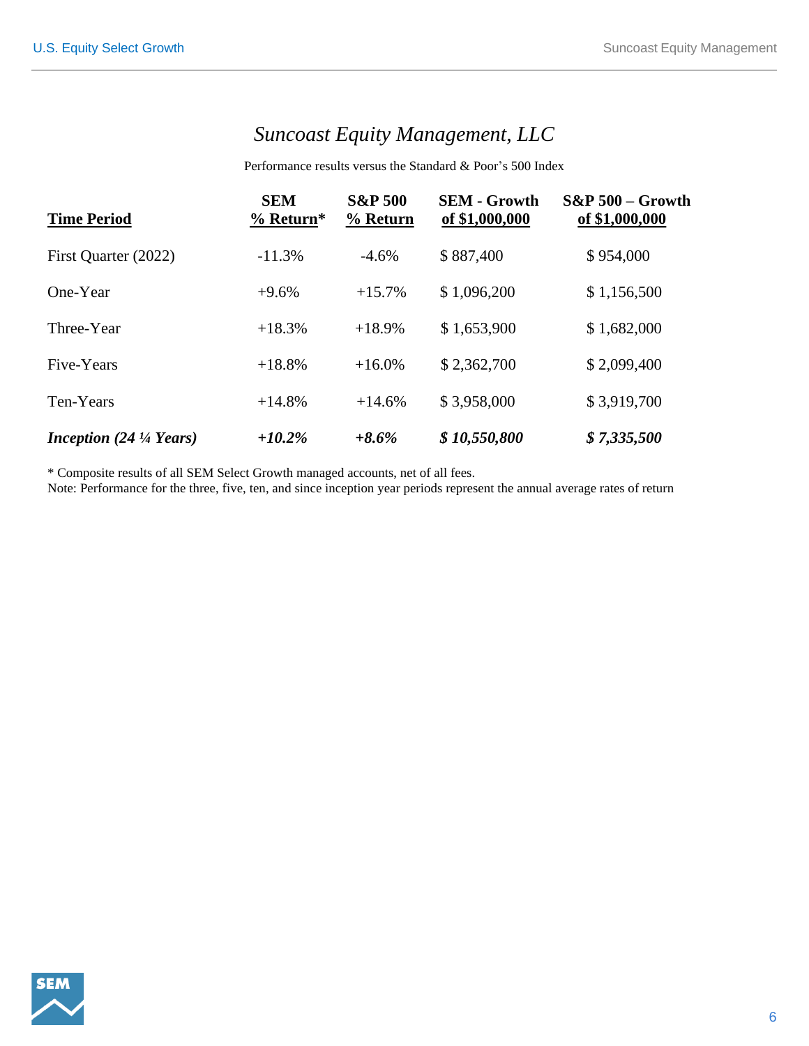# *Suncoast Equity Management, LLC*

Performance results versus the Standard & Poor's 500 Index

| Time Period | SEM % Return* | S&P 500 % Return | SEM - Growth of $1,000,000 | S&P 500 – Growth of $1,000,000 |
|---|---|---|---|---|
| First Quarter (2022) | -11.3% | -4.6% | $ 887,400 | $ 954,000 |
| One-Year | +9.6% | +15.7% | $ 1,096,200 | $ 1,156,500 |
| Three-Year | +18.3% | +18.9% | $ 1,653,900 | $ 1,682,000 |
| Five-Years | +18.8% | +16.0% | $ 2,362,700 | $ 2,099,400 |
| Ten-Years | +14.8% | +14.6% | $ 3,958,000 | $ 3,919,700 |
| ***Inception (24 ¼ Years)*** | ***+10.2%*** | ***+8.6%*** | ***$ 10,550,800*** | ***$ 7,335,500*** |

\* Composite results of all SEM Select Growth managed accounts, net of all fees.
Note: Performance for the three, five, ten, and since inception year periods represent the annual average rates of return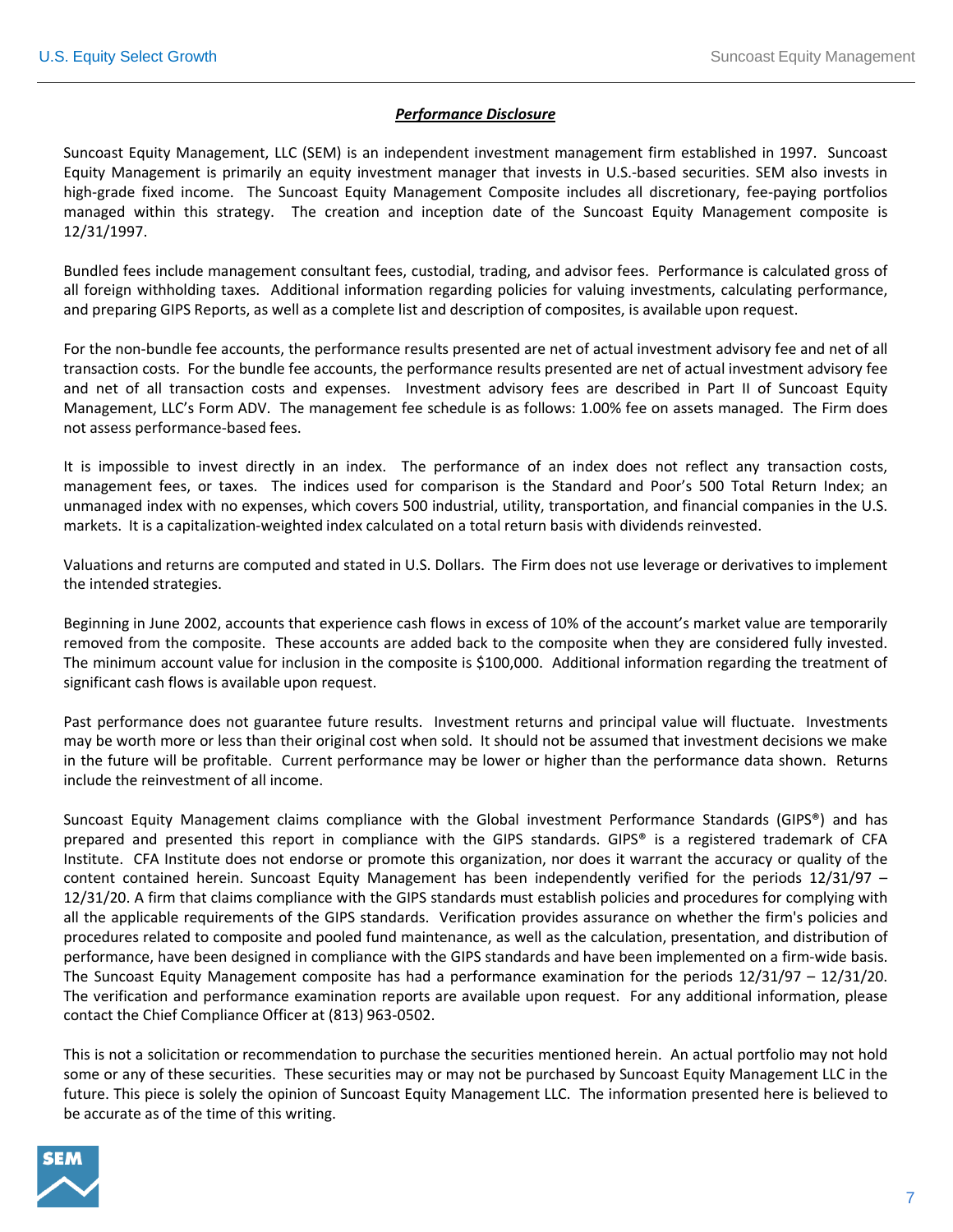***Performance Disclosure***

Suncoast Equity Management, LLC (SEM) is an independent investment management firm established in 1997. Suncoast Equity Management is primarily an equity investment manager that invests in U.S.-based securities. SEM also invests in high-grade fixed income. The Suncoast Equity Management Composite includes all discretionary, fee-paying portfolios managed within this strategy. The creation and inception date of the Suncoast Equity Management composite is 12/31/1997.

Bundled fees include management consultant fees, custodial, trading, and advisor fees. Performance is calculated gross of all foreign withholding taxes. Additional information regarding policies for valuing investments, calculating performance, and preparing GIPS Reports, as well as a complete list and description of composites, is available upon request.

For the non-bundle fee accounts, the performance results presented are net of actual investment advisory fee and net of all transaction costs. For the bundle fee accounts, the performance results presented are net of actual investment advisory fee and net of all transaction costs and expenses. Investment advisory fees are described in Part II of Suncoast Equity Management, LLC's Form ADV. The management fee schedule is as follows: 1.00% fee on assets managed. The Firm does not assess performance-based fees.

It is impossible to invest directly in an index. The performance of an index does not reflect any transaction costs, management fees, or taxes. The indices used for comparison is the Standard and Poor's 500 Total Return Index; an unmanaged index with no expenses, which covers 500 industrial, utility, transportation, and financial companies in the U.S. markets. It is a capitalization-weighted index calculated on a total return basis with dividends reinvested.

Valuations and returns are computed and stated in U.S. Dollars. The Firm does not use leverage or derivatives to implement the intended strategies.

Beginning in June 2002, accounts that experience cash flows in excess of 10% of the account's market value are temporarily removed from the composite. These accounts are added back to the composite when they are considered fully invested. The minimum account value for inclusion in the composite is $100,000. Additional information regarding the treatment of significant cash flows is available upon request.

Past performance does not guarantee future results. Investment returns and principal value will fluctuate. Investments may be worth more or less than their original cost when sold. It should not be assumed that investment decisions we make in the future will be profitable. Current performance may be lower or higher than the performance data shown. Returns include the reinvestment of all income.

Suncoast Equity Management claims compliance with the Global investment Performance Standards (GIPS®) and has prepared and presented this report in compliance with the GIPS standards. GIPS® is a registered trademark of CFA Institute. CFA Institute does not endorse or promote this organization, nor does it warrant the accuracy or quality of the content contained herein. Suncoast Equity Management has been independently verified for the periods 12/31/97 – 12/31/20. A firm that claims compliance with the GIPS standards must establish policies and procedures for complying with all the applicable requirements of the GIPS standards. Verification provides assurance on whether the firm's policies and procedures related to composite and pooled fund maintenance, as well as the calculation, presentation, and distribution of performance, have been designed in compliance with the GIPS standards and have been implemented on a firm-wide basis. The Suncoast Equity Management composite has had a performance examination for the periods 12/31/97 – 12/31/20. The verification and performance examination reports are available upon request. For any additional information, please contact the Chief Compliance Officer at (813) 963-0502.

This is not a solicitation or recommendation to purchase the securities mentioned herein. An actual portfolio may not hold some or any of these securities. These securities may or may not be purchased by Suncoast Equity Management LLC in the future. This piece is solely the opinion of Suncoast Equity Management LLC. The information presented here is believed to be accurate as of the time of this writing.